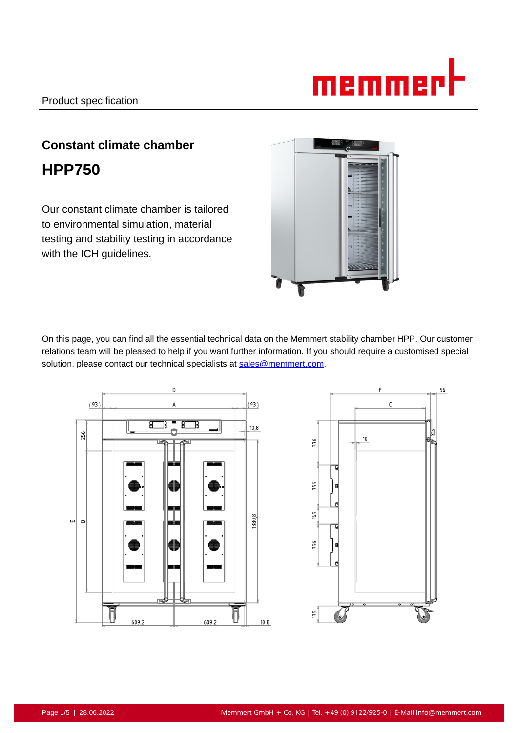Product specification

## Constant climate chamber

# HPP750

Our constant climate chamber is tailored to environmental simulation, material testing and stability testing in accordance with the ICH guidelines.

On this page, you can find all the essential technical data on the Memmert stability chamber HPP. Our customer relations team will be pleased to help if you want further information. If you should require a customised special solution, please contact our technical specialists at sales@memmert.com.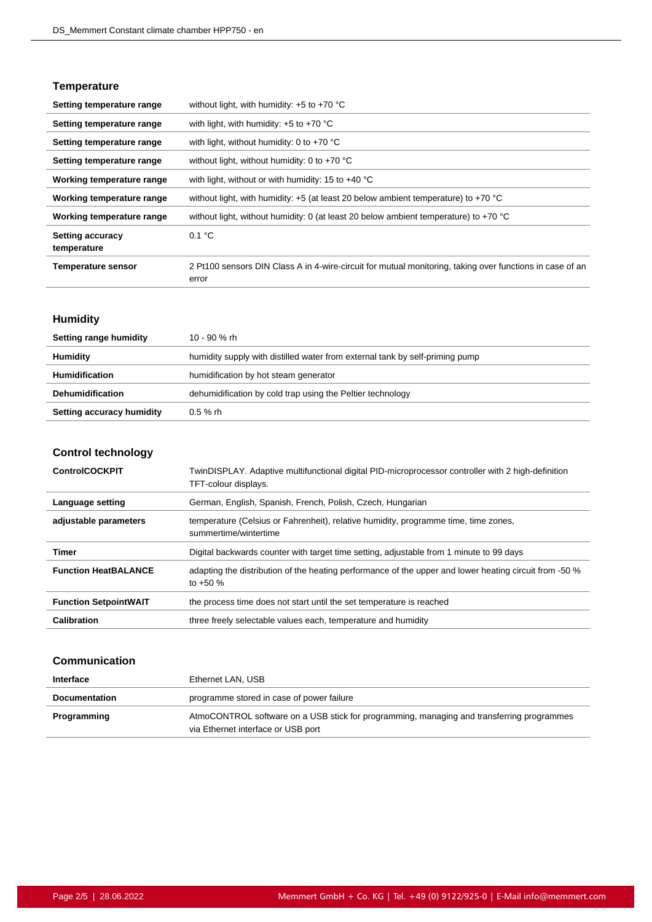### Temperature

| | |
|---|---|
| **Setting temperature range** | without light, with humidity: +5 to +70 °C |
| **Setting temperature range** | with light, with humidity: +5 to +70 °C |
| **Setting temperature range** | with light, without humidity: 0 to +70 °C |
| **Setting temperature range** | without light, without humidity: 0 to +70 °C |
| **Working temperature range** | with light, without or with humidity: 15 to +40 °C |
| **Working temperature range** | without light, with humidity: +5 (at least 20 below ambient temperature) to +70 °C |
| **Working temperature range** | without light, without humidity: 0 (at least 20 below ambient temperature) to +70 °C |
| **Setting accuracy temperature** | 0.1 °C |
| **Temperature sensor** | 2 Pt100 sensors DIN Class A in 4-wire-circuit for mutual monitoring, taking over functions in case of an error |

### Humidity

| | |
|---|---|
| **Setting range humidity** | 10 - 90 % rh |
| **Humidity** | humidity supply with distilled water from external tank by self-priming pump |
| **Humidification** | humidification by hot steam generator |
| **Dehumidification** | dehumidification by cold trap using the Peltier technology |
| **Setting accuracy humidity** | 0.5 % rh |

### Control technology

| | |
|---|---|
| **ControlCOCKPIT** | TwinDISPLAY. Adaptive multifunctional digital PID-microprocessor controller with 2 high-definition TFT-colour displays. |
| **Language setting** | German, English, Spanish, French, Polish, Czech, Hungarian |
| **adjustable parameters** | temperature (Celsius or Fahrenheit), relative humidity, programme time, time zones, summertime/wintertime |
| **Timer** | Digital backwards counter with target time setting, adjustable from 1 minute to 99 days |
| **Function HeatBALANCE** | adapting the distribution of the heating performance of the upper and lower heating circuit from -50 % to +50 % |
| **Function SetpointWAIT** | the process time does not start until the set temperature is reached |
| **Calibration** | three freely selectable values each, temperature and humidity |

### Communication

| | |
|---|---|
| **Interface** | Ethernet LAN, USB |
| **Documentation** | programme stored in case of power failure |
| **Programming** | AtmoCONTROL software on a USB stick for programming, managing and transferring programmes via Ethernet interface or USB port |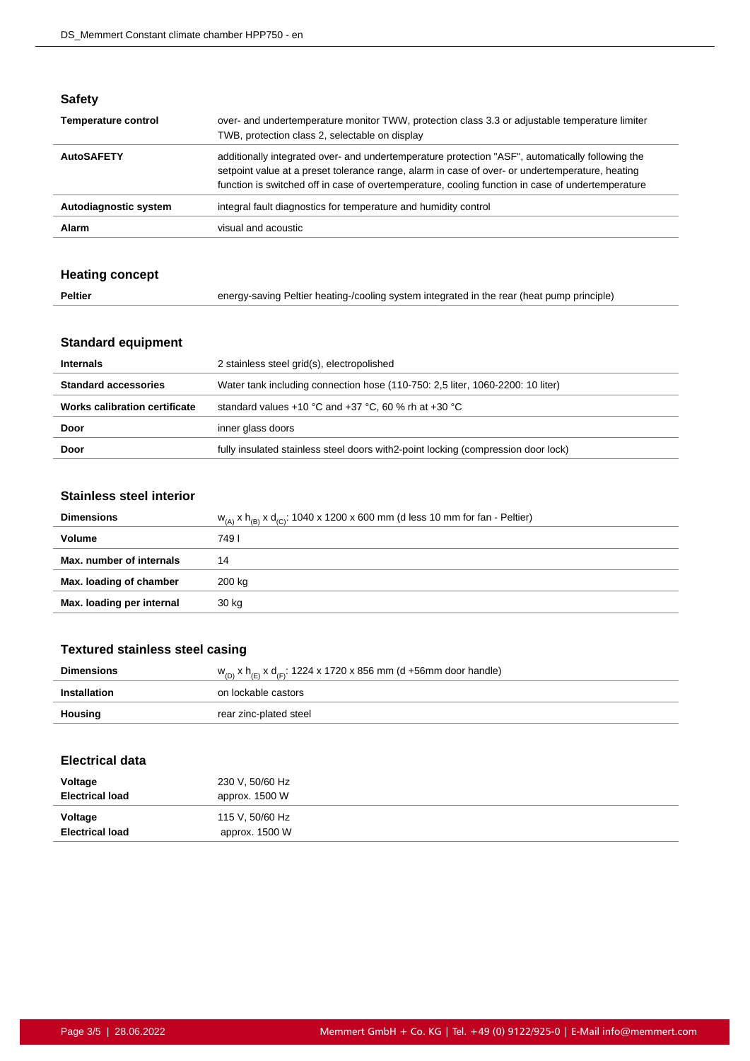## Safety

| | |
|---|---|
| **Temperature control** | over- and undertemperature monitor TWW, protection class 3.3 or adjustable temperature limiter TWB, protection class 2, selectable on display |
| **AutoSAFETY** | additionally integrated over- and undertemperature protection "ASF", automatically following the setpoint value at a preset tolerance range, alarm in case of over- or undertemperature, heating function is switched off in case of overtemperature, cooling function in case of undertemperature |
| **Autodiagnostic system** | integral fault diagnostics for temperature and humidity control |
| **Alarm** | visual and acoustic |

## Heating concept

| | |
|---|---|
| **Peltier** | energy-saving Peltier heating-/cooling system integrated in the rear (heat pump principle) |

## Standard equipment

| | |
|---|---|
| **Internals** | 2 stainless steel grid(s), electropolished |
| **Standard accessories** | Water tank including connection hose (110-750: 2,5 liter, 1060-2200: 10 liter) |
| **Works calibration certificate** | standard values +10 °C and +37 °C, 60 % rh at +30 °C |
| **Door** | inner glass doors |
| **Door** | fully insulated stainless steel doors with2-point locking (compression door lock) |

## Stainless steel interior

| | |
|---|---|
| **Dimensions** | $w_{(A)}$ x $h_{(B)}$ x $d_{(C)}$: 1040 x 1200 x 600 mm (d less 10 mm for fan - Peltier) |
| **Volume** | 749 l |
| **Max. number of internals** | 14 |
| **Max. loading of chamber** | 200 kg |
| **Max. loading per internal** | 30 kg |

## Textured stainless steel casing

| | |
|---|---|
| **Dimensions** | $w_{(D)}$ x $h_{(E)}$ x $d_{(F)}$: 1224 x 1720 x 856 mm (d +56mm door handle) |
| **Installation** | on lockable castors |
| **Housing** | rear zinc-plated steel |

## Electrical data

| | |
|---|---|
| **Voltage**<br>**Electrical load** | 230 V, 50/60 Hz<br>approx. 1500 W |
| **Voltage**<br>**Electrical load** | 115 V, 50/60 Hz<br>approx. 1500 W |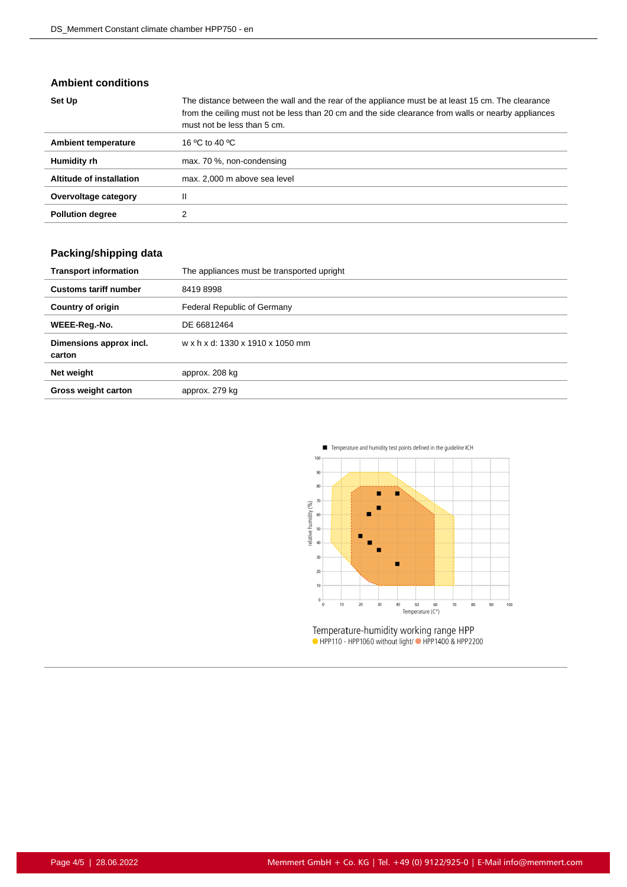## Ambient conditions

| | |
|---|---|
| **Set Up** | The distance between the wall and the rear of the appliance must be at least 15 cm. The clearance from the ceiling must not be less than 20 cm and the side clearance from walls or nearby appliances must not be less than 5 cm. |
| **Ambient temperature** | 16 ºC to 40 ºC |
| **Humidity rh** | max. 70 %, non-condensing |
| **Altitude of installation** | max. 2,000 m above sea level |
| **Overvoltage category** | II |
| **Pollution degree** | 2 |

## Packing/shipping data

| | |
|---|---|
| **Transport information** | The appliances must be transported upright |
| **Customs tariff number** | 8419 8998 |
| **Country of origin** | Federal Republic of Germany |
| **WEEE-Reg.-No.** | DE 66812464 |
| **Dimensions approx incl. carton** | w x h x d: 1330 x 1910 x 1050 mm |
| **Net weight** | approx. 208 kg |
| **Gross weight carton** | approx. 279 kg |

■ Temperature and humidity test points defined in the guideline ICH

Temperature-humidity working range HPP
HPP110 - HPP1060 without light/ HPP1400 & HPP2200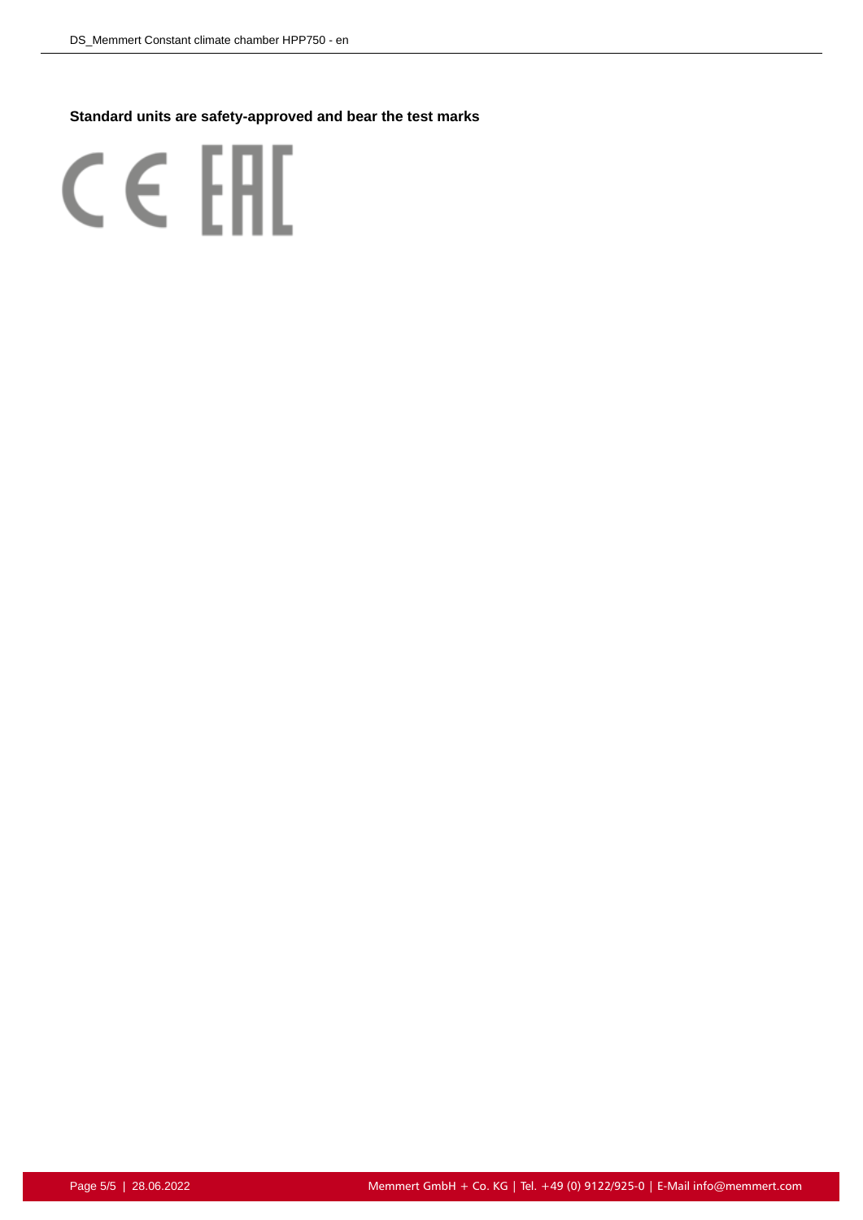**Standard units are safety-approved and bear the test marks**

CE EAC